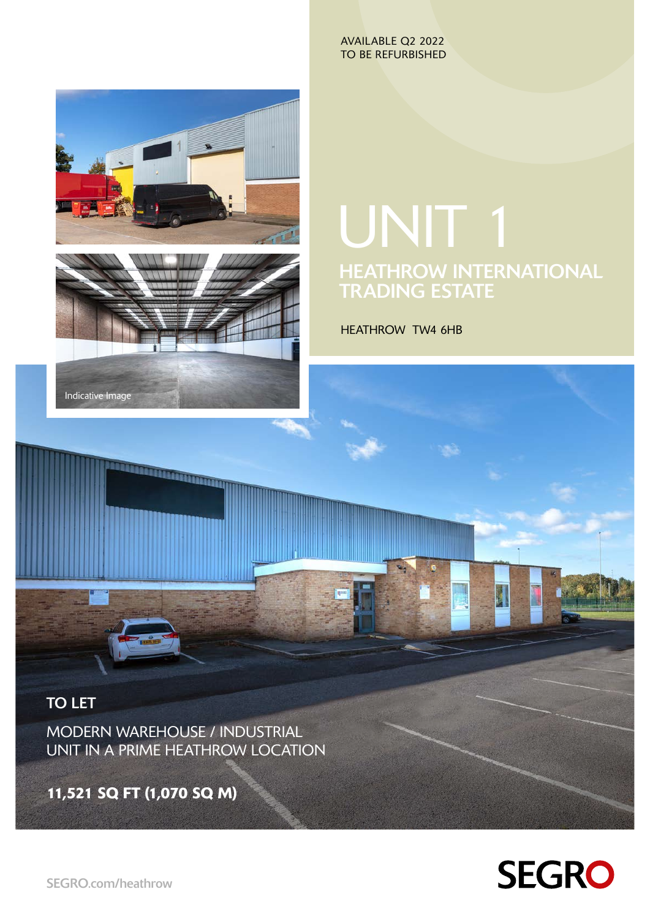AVAILABLE Q2 2022
TO BE REFURBISHED

# UNIT 1

## HEATHROW INTERNATIONAL TRADING ESTATE

HEATHROW TW4 6HB

Indicative Image

## TO LET

MODERN WAREHOUSE / INDUSTRIAL UNIT IN A PRIME HEATHROW LOCATION

**11,521 SQ FT (1,070 SQ M)**

SEGRO.com/heathrow

SEGRO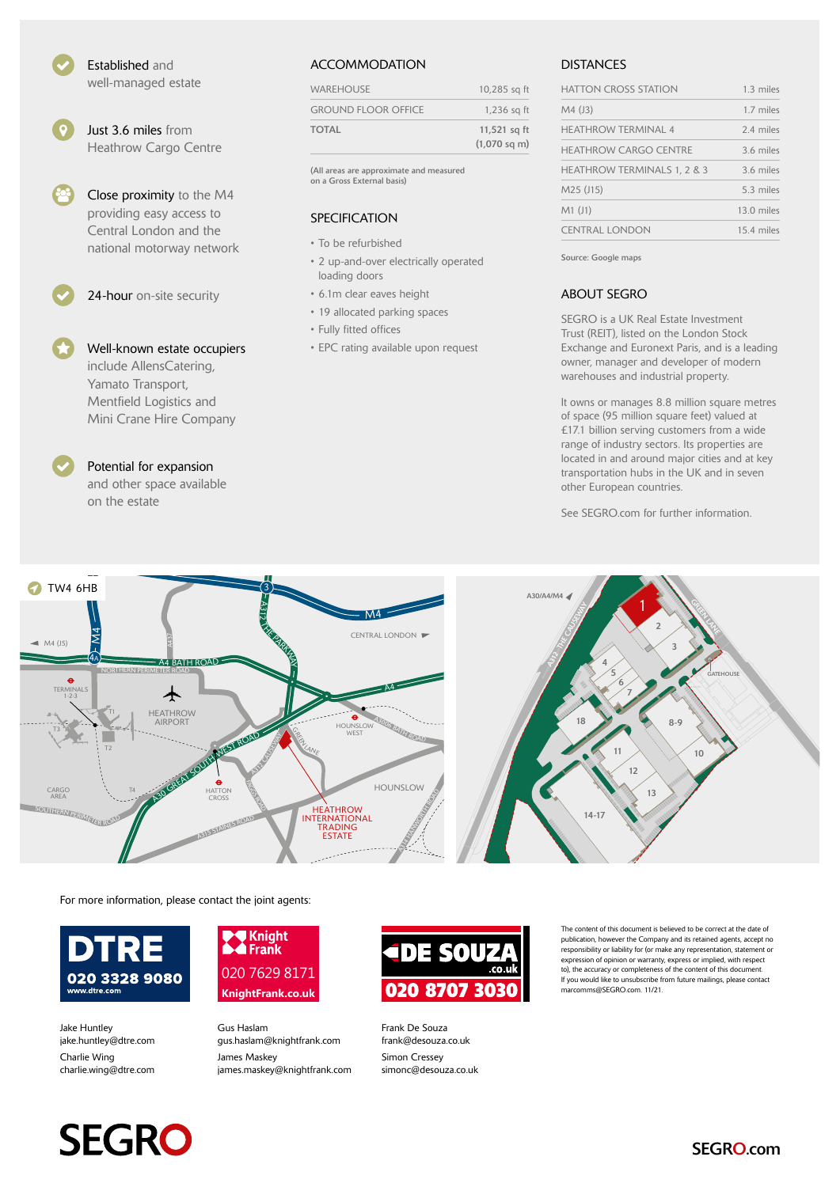- **Established** and well-managed estate
- **Just 3.6 miles** from Heathrow Cargo Centre
- **Close proximity** to the M4 providing easy access to Central London and the national motorway network
- **24-hour** on-site security
- **Well-known estate occupiers** include AllensCatering, Yamato Transport, Mentfield Logistics and Mini Crane Hire Company
- **Potential for expansion** and other space available on the estate

## ACCOMMODATION

| | |
|---|---|
| WAREHOUSE | 10,285 sq ft |
| GROUND FLOOR OFFICE | 1,236 sq ft |
| **TOTAL** | **11,521 sq ft (1,070 sq m)** |

(All areas are approximate and measured on a Gross External basis)

## SPECIFICATION

- To be refurbished
- 2 up-and-over electrically operated loading doors
- 6.1m clear eaves height
- 19 allocated parking spaces
- Fully fitted offices
- EPC rating available upon request

## DISTANCES

| | |
|---|---|
| HATTON CROSS STATION | 1.3 miles |
| M4 (J3) | 1.7 miles |
| HEATHROW TERMINAL 4 | 2.4 miles |
| HEATHROW CARGO CENTRE | 3.6 miles |
| HEATHROW TERMINALS 1, 2 & 3 | 3.6 miles |
| M25 (J15) | 5.3 miles |
| M1 (J1) | 13.0 miles |
| CENTRAL LONDON | 15.4 miles |

Source: Google maps

## ABOUT SEGRO

SEGRO is a UK Real Estate Investment Trust (REIT), listed on the London Stock Exchange and Euronext Paris, and is a leading owner, manager and developer of modern warehouses and industrial property.

It owns or manages 8.8 million square metres of space (95 million square feet) valued at £17.1 billion serving customers from a wide range of industry sectors. Its properties are located in and around major cities and at key transportation hubs in the UK and in seven other European countries.

See SEGRO.com for further information.

TW4 6HB

M4 (J5)
M4
4A
A4 BATH ROAD
NORTHERN PERIMETER ROAD
TERMINALS 1-2-3
T1
T3
T2
HEATHROW AIRPORT
CARGO AREA
T4
SOUTHERN PERIMETER ROAD
A30 GREAT SOUTH WEST ROAD
HATTON CROSS
A312 THE PARKWAY
3
M4
CENTRAL LONDON
A4
GREEN LANE
A312 CAUSEWAY
HOUNSLOW WEST
A3006 BATH ROAD
HOUNSLOW
A315 STAINES ROAD
A314 HANWORTH ROAD
HEATHROW INTERNATIONAL TRADING ESTATE

A30/A4/M4
A312 THE CAUSEWAY
GREEN LANE
GATEHOUSE
1
2
3
4
5
6
7
18
8-9
10
11
12
13
14-17

For more information, please contact the joint agents:

**DTRE** 020 3328 9080 www.dtre.com

Jake Huntley
jake.huntley@dtre.com

Charlie Wing
charlie.wing@dtre.com

**Knight Frank** 020 7629 8171 KnightFrank.co.uk

Gus Haslam
gus.haslam@knightfrank.com

James Maskey
james.maskey@knightfrank.com

**DE SOUZA .co.uk** 020 8707 3030

Frank De Souza
frank@desouza.co.uk

Simon Cressey
simonc@desouza.co.uk

The content of this document is believed to be correct at the date of publication, however the Company and its retained agents, accept no responsibility or liability for (or make any representation, statement or expression of opinion or warranty, express or implied, with respect to), the accuracy or completeness of the content of this document. If you would like to unsubscribe from future mailings, please contact marcomms@SEGRO.com. 11/21.

SEGRO

SEGRO.com